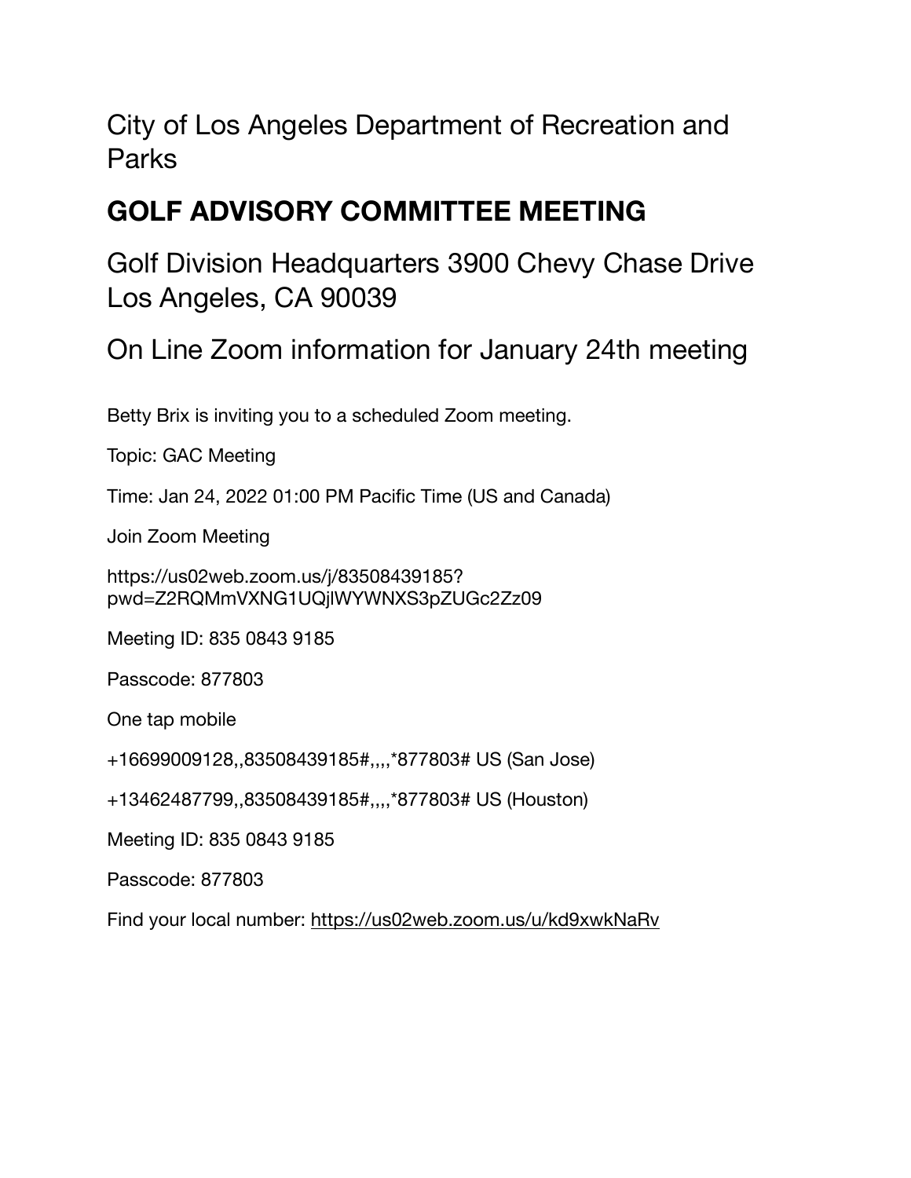City of Los Angeles Department of Recreation and Parks

# GOLF ADVISORY COMMITTEE MEETING

Golf Division Headquarters 3900 Chevy Chase Drive Los Angeles, CA 90039

On Line Zoom information for January 24th meeting

Betty Brix is inviting you to a scheduled Zoom meeting.

Topic: GAC Meeting

Time: Jan 24, 2022 01:00 PM Pacific Time (US and Canada)

Join Zoom Meeting

https://us02web.zoom.us/j/83508439185?pwd=Z2RQMmVXNG1UQjlWYWNXS3pZUGc2Zz09

Meeting ID: 835 0843 9185

Passcode: 877803

One tap mobile

+16699009128,,83508439185#,,,,*877803# US (San Jose)

+13462487799,,83508439185#,,,,*877803# US (Houston)

Meeting ID: 835 0843 9185

Passcode: 877803

Find your local number: https://us02web.zoom.us/u/kd9xwkNaRv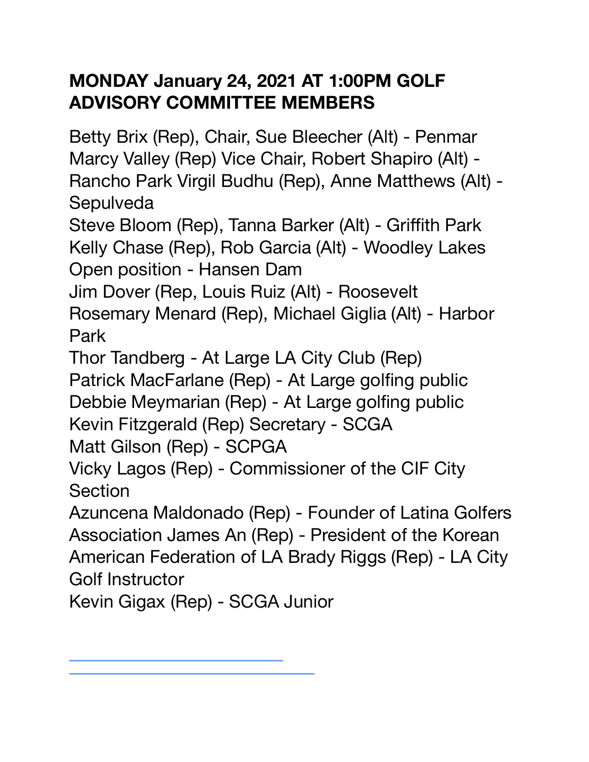**MONDAY January 24, 2021 AT 1:00PM GOLF ADVISORY COMMITTEE MEMBERS**

Betty Brix (Rep), Chair, Sue Bleecher (Alt) - Penmar
Marcy Valley (Rep) Vice Chair, Robert Shapiro (Alt) - Rancho Park Virgil Budhu (Rep), Anne Matthews (Alt) - Sepulveda
Steve Bloom (Rep), Tanna Barker (Alt) - Griffith Park
Kelly Chase (Rep), Rob Garcia (Alt) - Woodley Lakes
Open position - Hansen Dam
Jim Dover (Rep, Louis Ruiz (Alt) - Roosevelt
Rosemary Menard (Rep), Michael Giglia (Alt) - Harbor Park
Thor Tandberg - At Large LA City Club (Rep)
Patrick MacFarlane (Rep) - At Large golfing public
Debbie Meymarian (Rep) - At Large golfing public
Kevin Fitzgerald (Rep) Secretary - SCGA
Matt Gilson (Rep) - SCPGA
Vicky Lagos (Rep) - Commissioner of the CIF City Section
Azuncena Maldonado (Rep) - Founder of Latina Golfers Association James An (Rep) - President of the Korean American Federation of LA Brady Riggs (Rep) - LA City Golf Instructor
Kevin Gigax (Rep) - SCGA Junior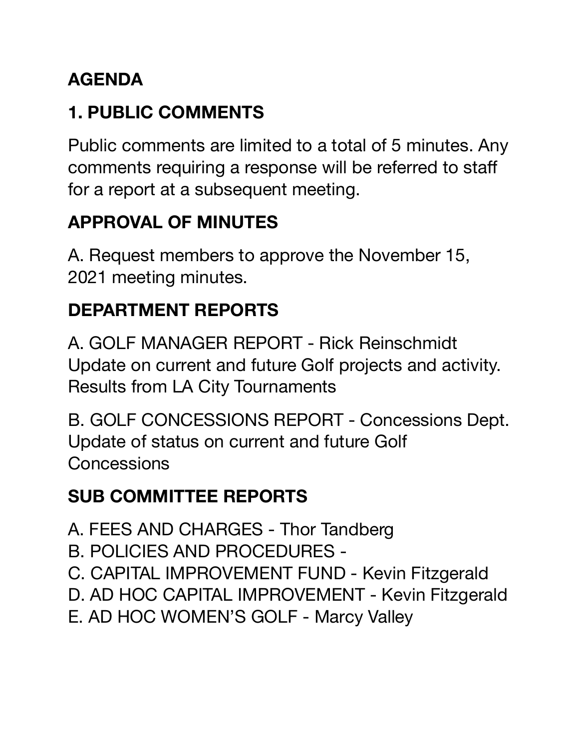## AGENDA

## 1. PUBLIC COMMENTS

Public comments are limited to a total of 5 minutes. Any comments requiring a response will be referred to staff for a report at a subsequent meeting.

## APPROVAL OF MINUTES

A. Request members to approve the November 15, 2021 meeting minutes.

## DEPARTMENT REPORTS

A. GOLF MANAGER REPORT - Rick Reinschmidt
Update on current and future Golf projects and activity.
Results from LA City Tournaments

B. GOLF CONCESSIONS REPORT - Concessions Dept.
Update of status on current and future Golf Concessions

## SUB COMMITTEE REPORTS

A. FEES AND CHARGES - Thor Tandberg
B. POLICIES AND PROCEDURES -
C. CAPITAL IMPROVEMENT FUND - Kevin Fitzgerald
D. AD HOC CAPITAL IMPROVEMENT - Kevin Fitzgerald
E. AD HOC WOMEN'S GOLF - Marcy Valley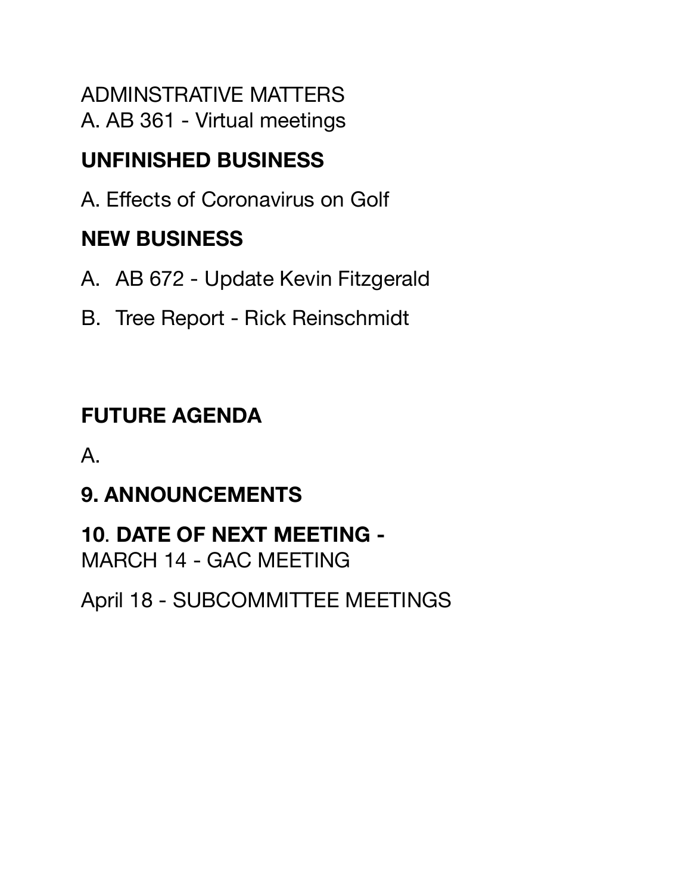ADMINSTRATIVE MATTERS
A. AB 361 - Virtual meetings

**UNFINISHED BUSINESS**

A. Effects of Coronavirus on Golf

**NEW BUSINESS**

A. AB 672 - Update Kevin Fitzgerald

B. Tree Report - Rick Reinschmidt

**FUTURE AGENDA**

A.

**9. ANNOUNCEMENTS**

**10. DATE OF NEXT MEETING -**
MARCH 14 - GAC MEETING

April 18 - SUBCOMMITTEE MEETINGS